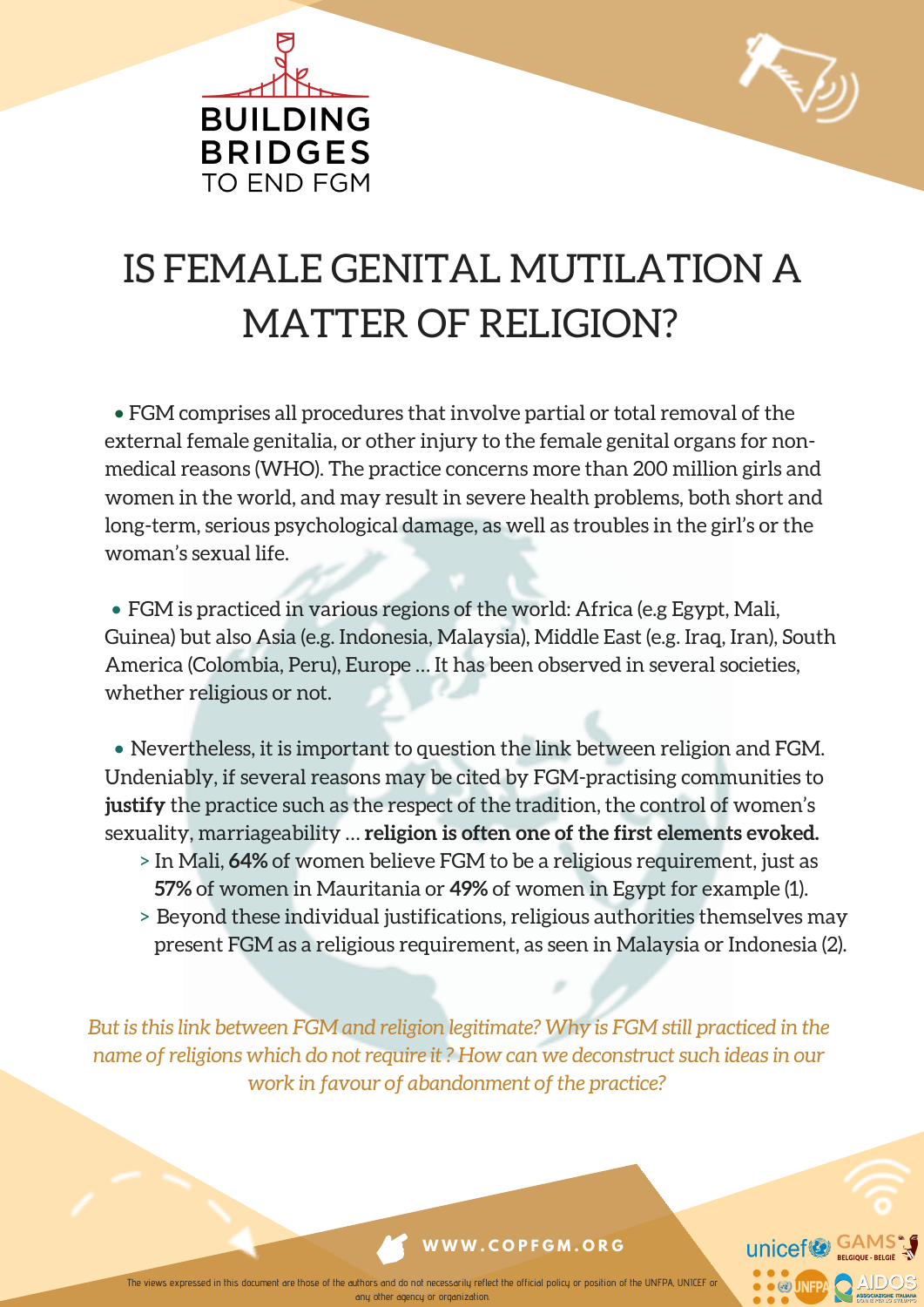BUILDING BRIDGES TO END FGM

# IS FEMALE GENITAL MUTILATION A MATTER OF RELIGION?

- FGM comprises all procedures that involve partial or total removal of the external female genitalia, or other injury to the female genital organs for non-medical reasons (WHO). The practice concerns more than 200 million girls and women in the world, and may result in severe health problems, both short and long-term, serious psychological damage, as well as troubles in the girl's or the woman's sexual life.

- FGM is practiced in various regions of the world: Africa (e.g Egypt, Mali, Guinea) but also Asia (e.g. Indonesia, Malaysia), Middle East (e.g. Iraq, Iran), South America (Colombia, Peru), Europe ... It has been observed in several societies, whether religious or not.

- Nevertheless, it is important to question the link between religion and FGM. Undeniably, if several reasons may be cited by FGM-practising communities to **justify** the practice such as the respect of the tradition, the control of women's sexuality, marriageability ... **religion is often one of the first elements evoked.**
  > In Mali, **64%** of women believe FGM to be a religious requirement, just as **57%** of women in Mauritania or **49%** of women in Egypt for example (1).
  > Beyond these individual justifications, religious authorities themselves may present FGM as a religious requirement, as seen in Malaysia or Indonesia (2).

*But is this link between FGM and religion legitimate? Why is FGM still practiced in the name of religions which do not require it ? How can we deconstruct such ideas in our work in favour of abandonment of the practice?*

WWW.COPFGM.ORG

The views expressed in this document are those of the authors and do not necessarily reflect the official policy or position of the UNFPA, UNICEF or any other agency or organization.

unicef GAMS BELGIQUE - BELGIË UNFPA AIDOS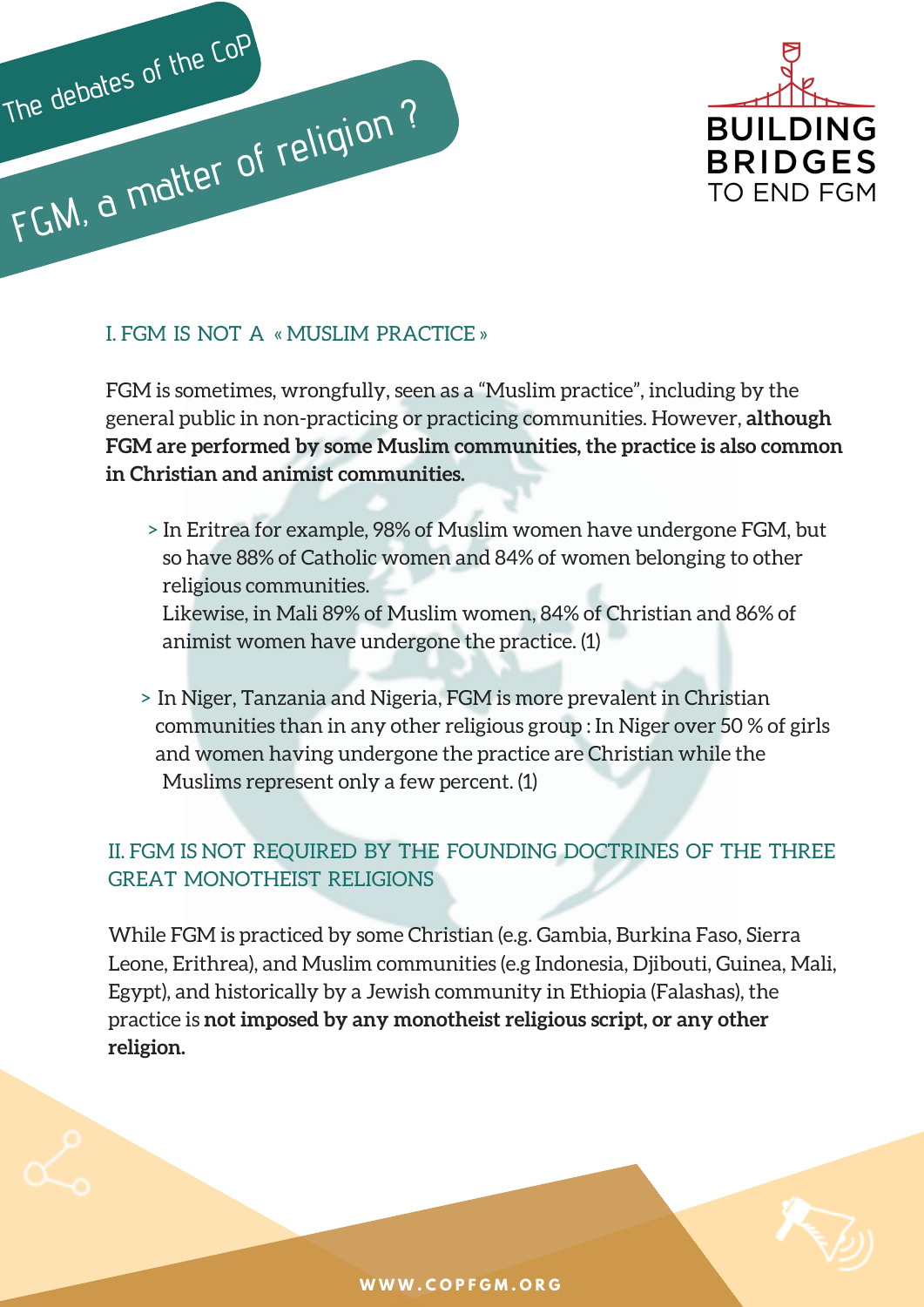The debates of the CoP

# FGM, a matter of religion ?

BUILDING BRIDGES TO END FGM

## I. FGM IS NOT A « MUSLIM PRACTICE »

FGM is sometimes, wrongfully, seen as a "Muslim practice", including by the general public in non-practicing or practicing communities. However, **although FGM are performed by some Muslim communities, the practice is also common in Christian and animist communities.**

> In Eritrea for example, 98% of Muslim women have undergone FGM, but so have 88% of Catholic women and 84% of women belonging to other religious communities.
> Likewise, in Mali 89% of Muslim women, 84% of Christian and 86% of animist women have undergone the practice. (1)

> In Niger, Tanzania and Nigeria, FGM is more prevalent in Christian communities than in any other religious group : In Niger over 50 % of girls and women having undergone the practice are Christian while the Muslims represent only a few percent. (1)

## II. FGM IS NOT REQUIRED BY THE FOUNDING DOCTRINES OF THE THREE GREAT MONOTHEIST RELIGIONS

While FGM is practiced by some Christian (e.g. Gambia, Burkina Faso, Sierra Leone, Erithrea), and Muslim communities (e.g Indonesia, Djibouti, Guinea, Mali, Egypt), and historically by a Jewish community in Ethiopia (Falashas), the practice is **not imposed by any monotheist religious script, or any other religion.**

WWW.COPFGM.ORG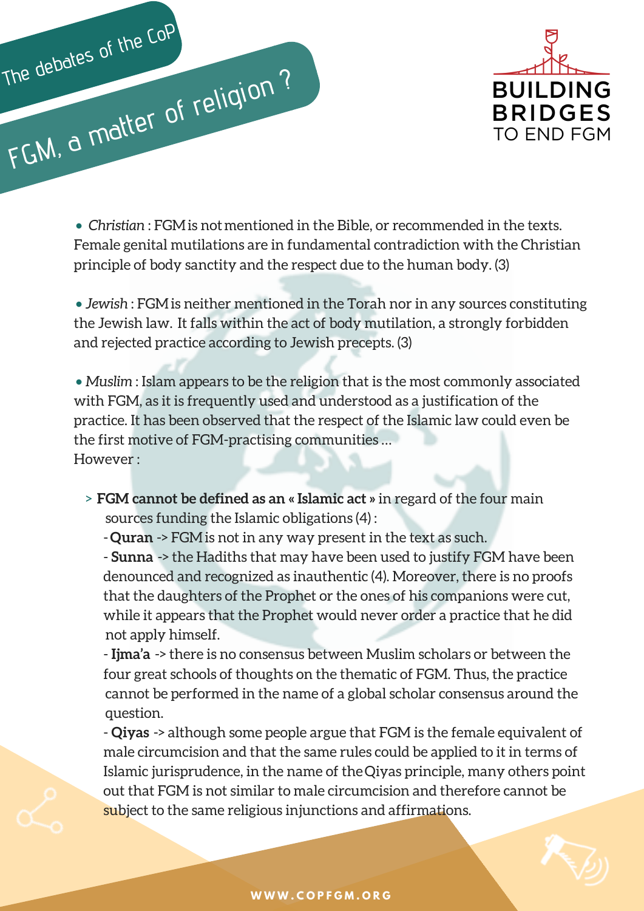The debates of the CoP

# FGM, a matter of religion ?

BUILDING BRIDGES TO END FGM

- *Christian* : FGM is not mentioned in the Bible, or recommended in the texts. Female genital mutilations are in fundamental contradiction with the Christian principle of body sanctity and the respect due to the human body. (3)

- *Jewish* : FGM is neither mentioned in the Torah nor in any sources constituting the Jewish law. It falls within the act of body mutilation, a strongly forbidden and rejected practice according to Jewish precepts. (3)

- *Muslim* : Islam appears to be the religion that is the most commonly associated with FGM, as it is frequently used and understood as a justification of the practice. It has been observed that the respect of the Islamic law could even be the first motive of FGM-practising communities ...

However :

> **FGM cannot be defined as an « Islamic act »** in regard of the four main sources funding the Islamic obligations (4) :

- **Quran** -> FGM is not in any way present in the text as such.
- **Sunna** -> the Hadiths that may have been used to justify FGM have been denounced and recognized as inauthentic (4). Moreover, there is no proofs that the daughters of the Prophet or the ones of his companions were cut, while it appears that the Prophet would never order a practice that he did not apply himself.
- **Ijma'a** -> there is no consensus between Muslim scholars or between the four great schools of thoughts on the thematic of FGM. Thus, the practice cannot be performed in the name of a global scholar consensus around the question.
- **Qiyas** -> although some people argue that FGM is the female equivalent of male circumcision and that the same rules could be applied to it in terms of Islamic jurisprudence, in the name of the Qiyas principle, many others point out that FGM is not similar to male circumcision and therefore cannot be subject to the same religious injunctions and affirmations.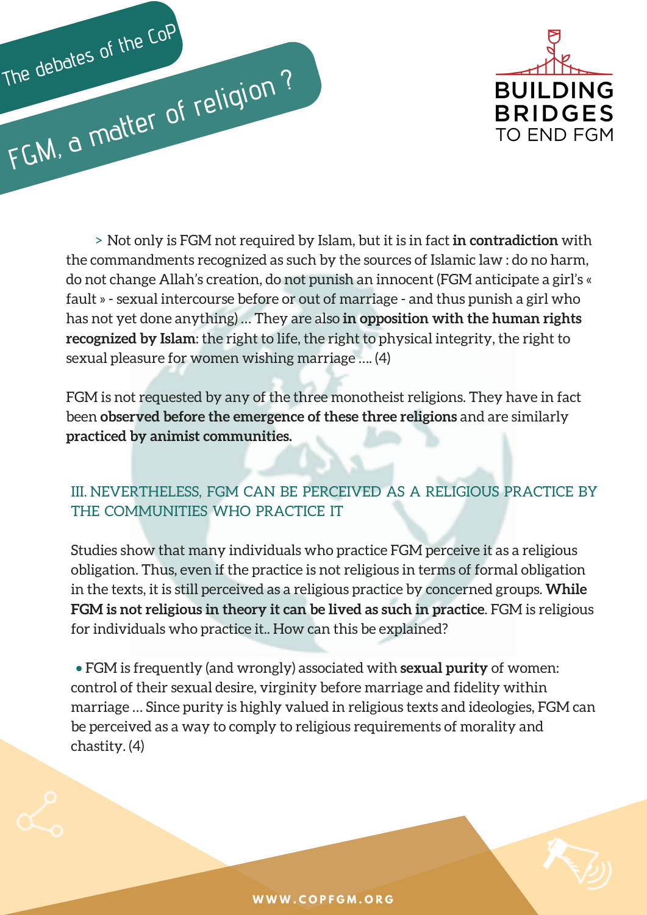> Not only is FGM not required by Islam, but it is in fact **in contradiction** with the commandments recognized as such by the sources of Islamic law : do no harm, do not change Allah's creation, do not punish an innocent (FGM anticipate a girl's « fault » - sexual intercourse before or out of marriage - and thus punish a girl who has not yet done anything) ... They are also **in opposition with the human rights recognized by Islam**: the right to life, the right to physical integrity, the right to sexual pleasure for women wishing marriage .... (4)

FGM is not requested by any of the three monotheist religions. They have in fact been **observed before the emergence of these three religions** and are similarly **practiced by animist communities.**

## III. NEVERTHELESS, FGM CAN BE PERCEIVED AS A RELIGIOUS PRACTICE BY THE COMMUNITIES WHO PRACTICE IT

Studies show that many individuals who practice FGM perceive it as a religious obligation. Thus, even if the practice is not religious in terms of formal obligation in the texts, it is still perceived as a religious practice by concerned groups. **While FGM is not religious in theory it can be lived as such in practice**. FGM is religious for individuals who practice it.. How can this be explained?

- FGM is frequently (and wrongly) associated with **sexual purity** of women: control of their sexual desire, virginity before marriage and fidelity within marriage ... Since purity is highly valued in religious texts and ideologies, FGM can be perceived as a way to comply to religious requirements of morality and chastity. (4)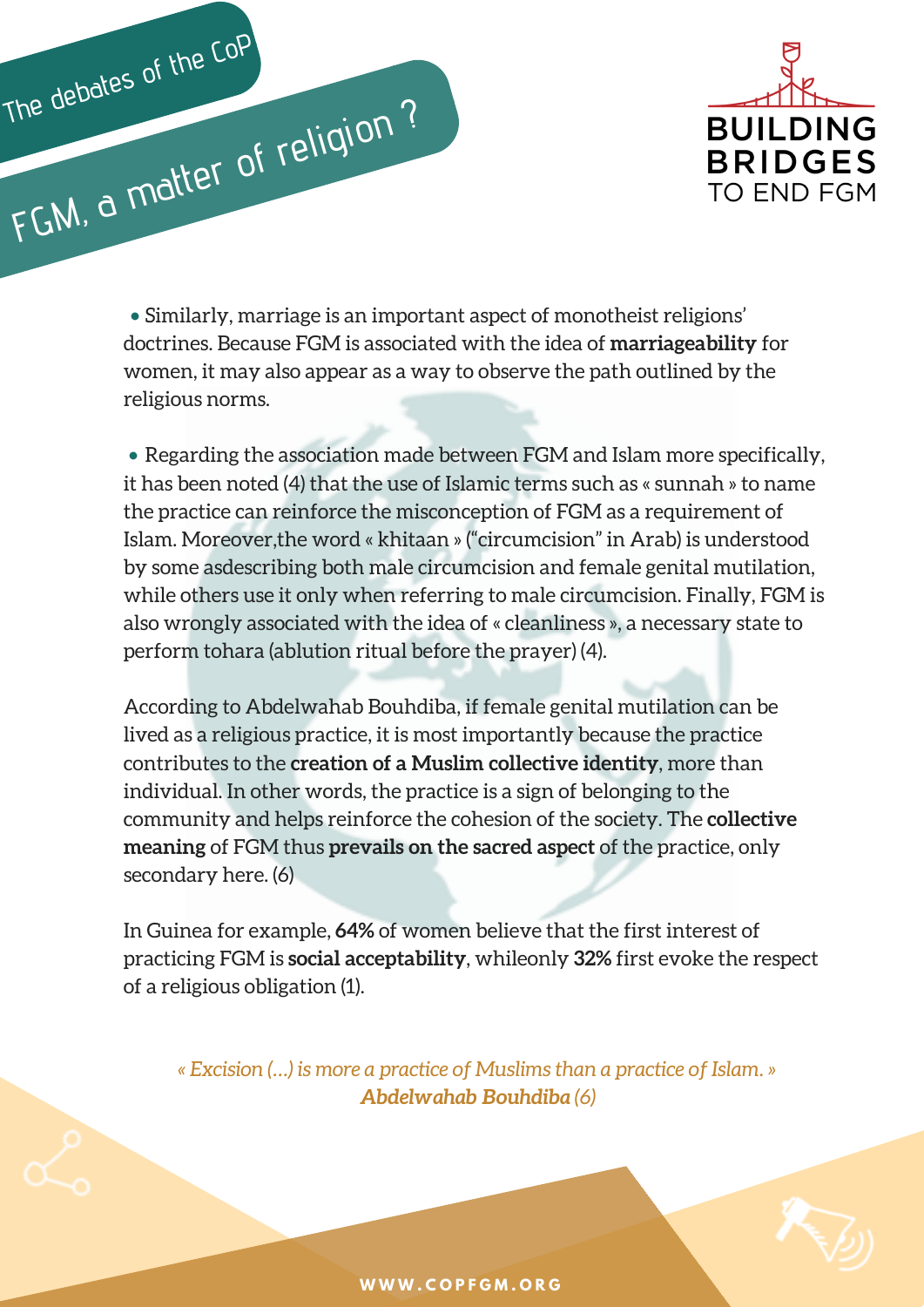## The debates of the CoP

# FGM, a matter of religion ?

- Similarly, marriage is an important aspect of monotheist religions' doctrines. Because FGM is associated with the idea of **marriageability** for women, it may also appear as a way to observe the path outlined by the religious norms.

- Regarding the association made between FGM and Islam more specifically, it has been noted (4) that the use of Islamic terms such as « sunnah » to name the practice can reinforce the misconception of FGM as a requirement of Islam. Moreover,the word « khitaan » ("circumcision" in Arab) is understood by some asdescribing both male circumcision and female genital mutilation, while others use it only when referring to male circumcision. Finally, FGM is also wrongly associated with the idea of « cleanliness », a necessary state to perform tohara (ablution ritual before the prayer) (4).

According to Abdelwahab Bouhdiba, if female genital mutilation can be lived as a religious practice, it is most importantly because the practice contributes to the **creation of a Muslim collective identity**, more than individual. In other words, the practice is a sign of belonging to the community and helps reinforce the cohesion of the society. The **collective meaning** of FGM thus **prevails on the sacred aspect** of the practice, only secondary here. (6)

In Guinea for example, **64%** of women believe that the first interest of practicing FGM is **social acceptability**, whileonly **32%** first evoke the respect of a religious obligation (1).

*« Excision (...) is more a practice of Muslims than a practice of Islam. »*
***Abdelwahab Bouhdiba** (6)*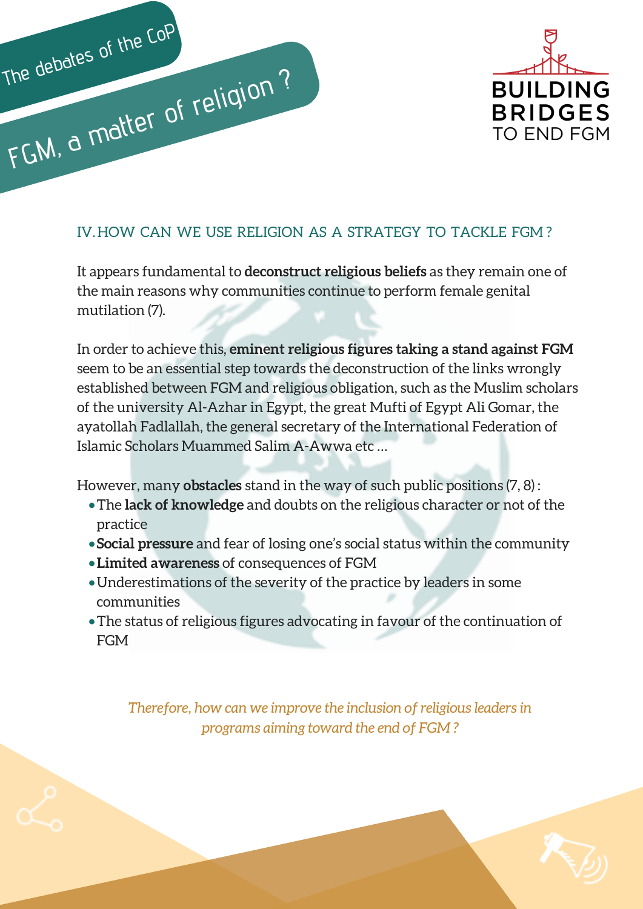The debates of the CoP

# FGM, a matter of religion ?

BUILDING BRIDGES TO END FGM

## IV. HOW CAN WE USE RELIGION AS A STRATEGY TO TACKLE FGM ?

It appears fundamental to **deconstruct religious beliefs** as they remain one of the main reasons why communities continue to perform female genital mutilation (7).

In order to achieve this, **eminent religious figures taking a stand against FGM** seem to be an essential step towards the deconstruction of the links wrongly established between FGM and religious obligation, such as the Muslim scholars of the university Al-Azhar in Egypt, the great Mufti of Egypt Ali Gomar, the ayatollah Fadlallah, the general secretary of the International Federation of Islamic Scholars Muammed Salim A-Awwa etc ...

However, many **obstacles** stand in the way of such public positions (7, 8) :

- The **lack of knowledge** and doubts on the religious character or not of the practice
- **Social pressure** and fear of losing one's social status within the community
- **Limited awareness** of consequences of FGM
- Underestimations of the severity of the practice by leaders in some communities
- The status of religious figures advocating in favour of the continuation of FGM

*Therefore, how can we improve the inclusion of religious leaders in programs aiming toward the end of FGM ?*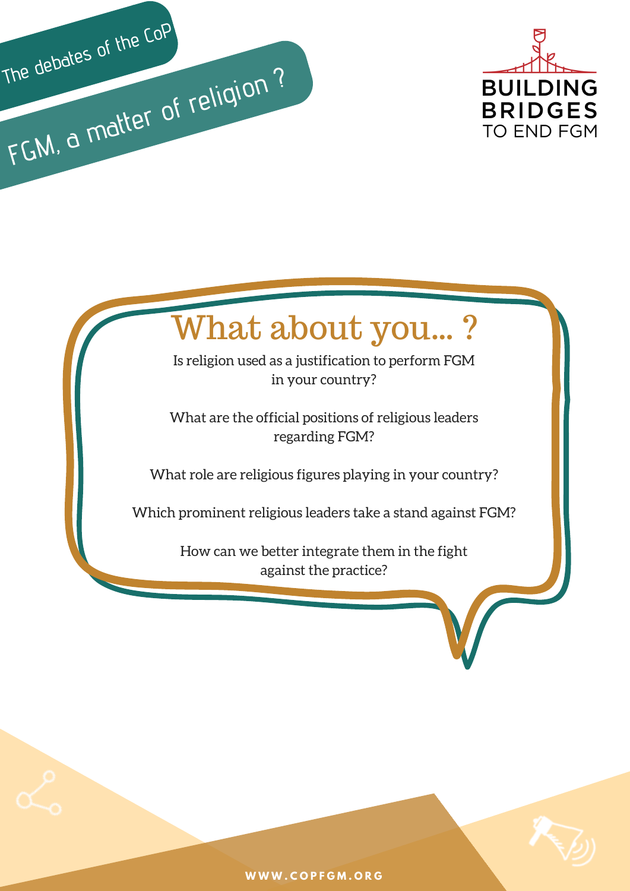The debates of the CoP

# FGM, a matter of religion ?

BUILDING BRIDGES TO END FGM

## What about you... ?

Is religion used as a justification to perform FGM in your country?

What are the official positions of religious leaders regarding FGM?

What role are religious figures playing in your country?

Which prominent religious leaders take a stand against FGM?

How can we better integrate them in the fight against the practice?

WWW.COPFGM.ORG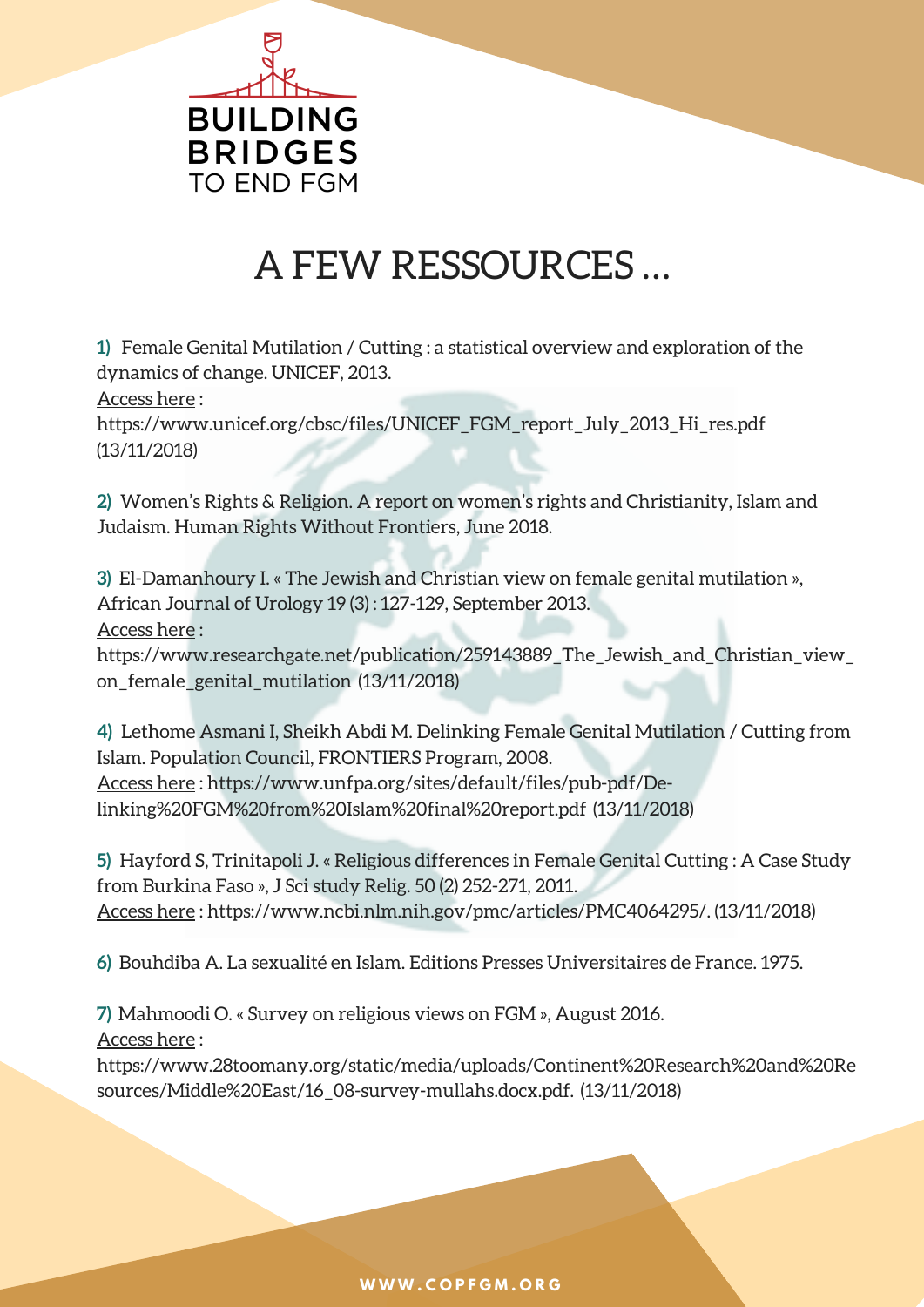BUILDING BRIDGES TO END FGM

# A FEW RESSOURCES ...

**1)** Female Genital Mutilation / Cutting : a statistical overview and exploration of the dynamics of change. UNICEF, 2013.
Access here :
https://www.unicef.org/cbsc/files/UNICEF_FGM_report_July_2013_Hi_res.pdf (13/11/2018)

**2)** Women's Rights & Religion. A report on women's rights and Christianity, Islam and Judaism. Human Rights Without Frontiers, June 2018.

**3)** El-Damanhoury I. « The Jewish and Christian view on female genital mutilation », African Journal of Urology 19 (3) : 127-129, September 2013.
Access here :
https://www.researchgate.net/publication/259143889_The_Jewish_and_Christian_view_on_female_genital_mutilation (13/11/2018)

**4)** Lethome Asmani I, Sheikh Abdi M. Delinking Female Genital Mutilation / Cutting from Islam. Population Council, FRONTIERS Program, 2008.
Access here : https://www.unfpa.org/sites/default/files/pub-pdf/De-linking%20FGM%20from%20Islam%20final%20report.pdf (13/11/2018)

**5)** Hayford S, Trinitapoli J. « Religious differences in Female Genital Cutting : A Case Study from Burkina Faso », J Sci study Relig. 50 (2) 252-271, 2011.
Access here : https://www.ncbi.nlm.nih.gov/pmc/articles/PMC4064295/. (13/11/2018)

**6)** Bouhdiba A. La sexualité en Islam. Editions Presses Universitaires de France. 1975.

**7)** Mahmoodi O. « Survey on religious views on FGM », August 2016.
Access here :
https://www.28toomany.org/static/media/uploads/Continent%20Research%20and%20Resources/Middle%20East/16_08-survey-mullahs.docx.pdf. (13/11/2018)

WWW.COPFGM.ORG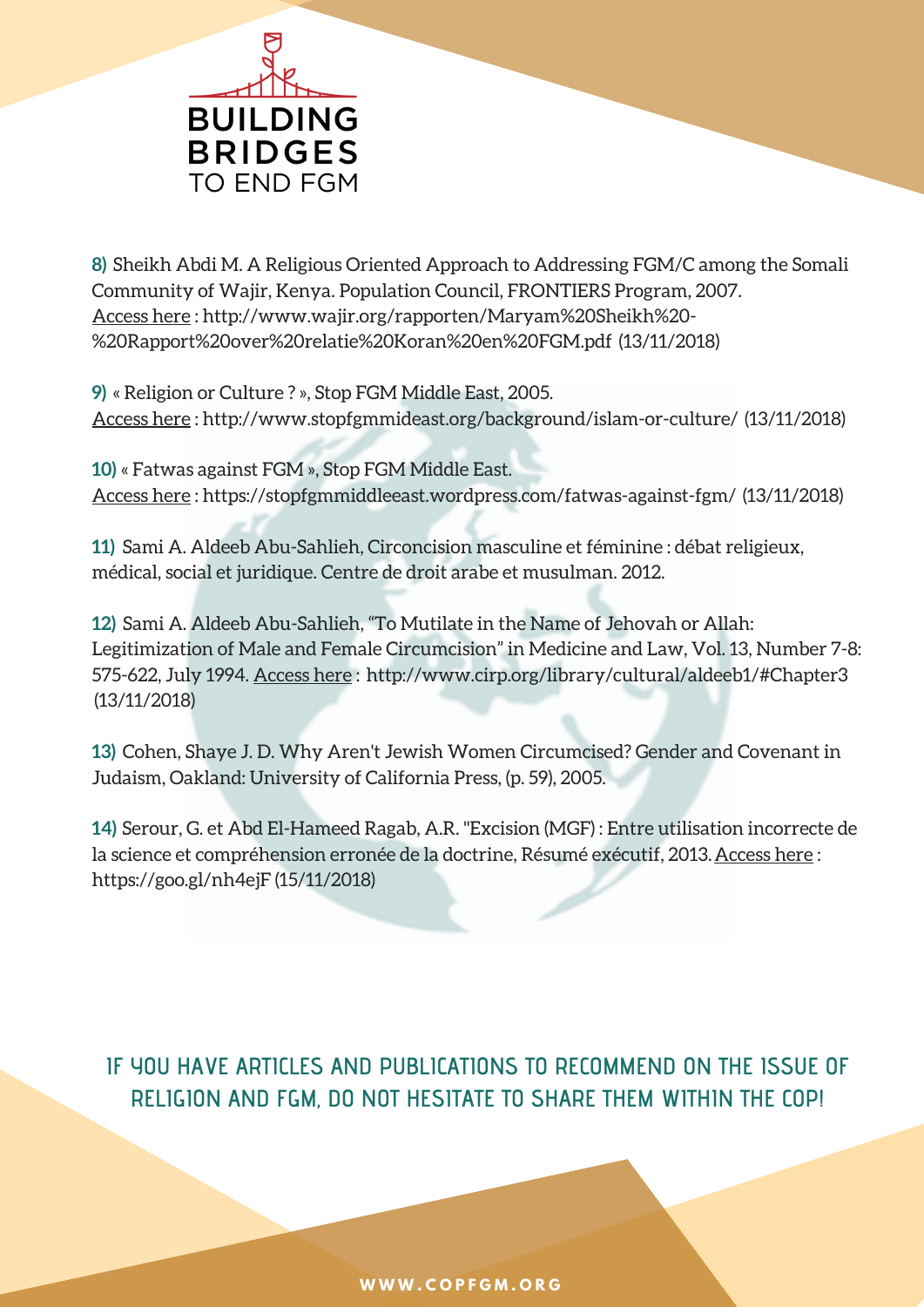**8)** Sheikh Abdi M. A Religious Oriented Approach to Addressing FGM/C among the Somali Community of Wajir, Kenya. Population Council, FRONTIERS Program, 2007. Access here : http://www.wajir.org/rapporten/Maryam%20Sheikh%20-%20Rapport%20over%20relatie%20Koran%20en%20FGM.pdf (13/11/2018)

**9)** « Religion or Culture ? », Stop FGM Middle East, 2005. Access here : http://www.stopfgmmideast.org/background/islam-or-culture/ (13/11/2018)

**10)** « Fatwas against FGM », Stop FGM Middle East. Access here : https://stopfgmmiddleeast.wordpress.com/fatwas-against-fgm/ (13/11/2018)

**11)** Sami A. Aldeeb Abu-Sahlieh, Circoncision masculine et féminine : débat religieux, médical, social et juridique. Centre de droit arabe et musulman. 2012.

**12)** Sami A. Aldeeb Abu-Sahlieh, "To Mutilate in the Name of Jehovah or Allah: Legitimization of Male and Female Circumcision" in Medicine and Law, Vol. 13, Number 7-8: 575-622, July 1994. Access here : http://www.cirp.org/library/cultural/aldeeb1/#Chapter3 (13/11/2018)

**13)** Cohen, Shaye J. D. Why Aren't Jewish Women Circumcised? Gender and Covenant in Judaism, Oakland: University of California Press, (p. 59), 2005.

**14)** Serour, G. et Abd El-Hameed Ragab, A.R. "Excision (MGF) : Entre utilisation incorrecte de la science et compréhension erronée de la doctrine, Résumé exécutif, 2013. Access here : https://goo.gl/nh4ejF (15/11/2018)

**IF YOU HAVE ARTICLES AND PUBLICATIONS TO RECOMMEND ON THE ISSUE OF RELIGION AND FGM, DO NOT HESITATE TO SHARE THEM WITHIN THE COP!**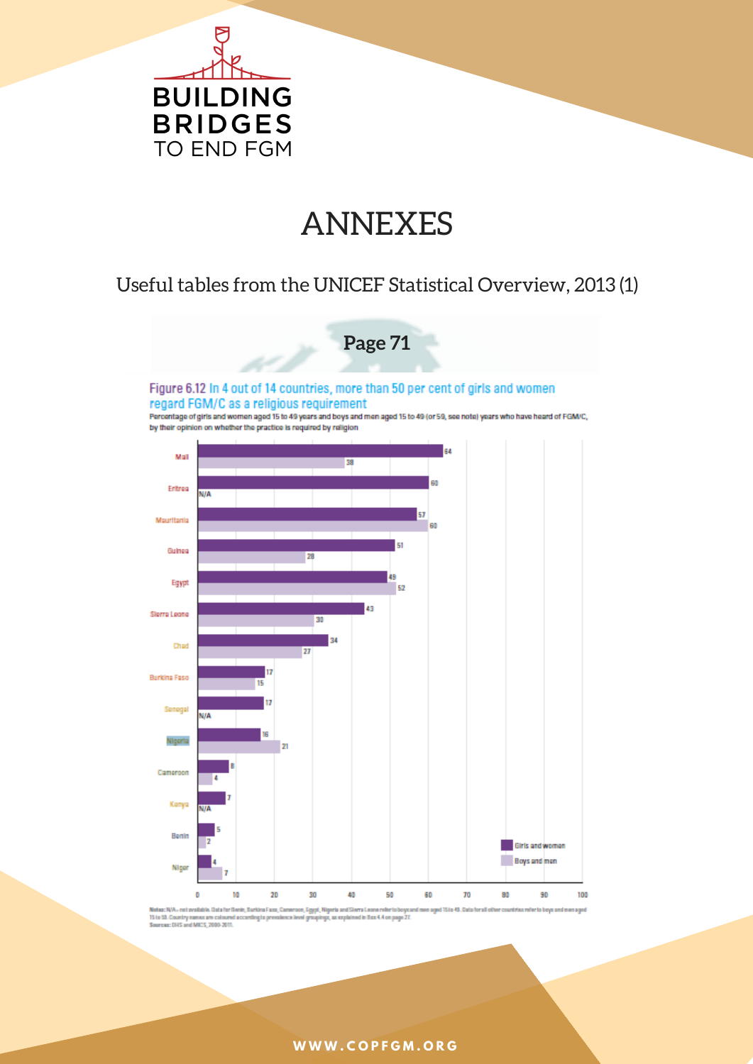# ANNEXES

Useful tables from the UNICEF Statistical Overview, 2013 (1)

**Page 71**

Figure 6.12 In 4 out of 14 countries, more than 50 per cent of girls and women regard FGM/C as a religious requirement

Percentage of girls and women aged 15 to 49 years and boys and men aged 15 to 49 (or 59, see note) years who have heard of FGM/C, by their opinion on whether the practice is required by religion

| Country | Girls and women | Boys and men |
| --- | --- | --- |
| Mali | 64 | 38 |
| Eritrea | 60 | N/A |
| Mauritania | 57 | 60 |
| Guinea | 51 | 28 |
| Egypt | 49 | 52 |
| Sierra Leone | 43 | 30 |
| Chad | 34 | 27 |
| Burkina Faso | 17 | 15 |
| Senegal | 17 | N/A |
| Nigeria | 16 | 21 |
| Cameroon | 8 | 4 |
| Kenya | 7 | N/A |
| Benin | 5 | 2 |
| Niger | 4 | 7 |

Notes: N/A – not available. Data for Benin, Burkina Faso, Cameroon, Egypt, Nigeria and Sierra Leone refer to boys and men aged 15 to 49. Data for all other countries refer to boys and men aged 15 to 59. Country names are coloured according to prevalence level groupings, as explained in Box 4.4 on page 27.
Sources: DHS and MICS, 2000-2011.

WWW.COPFGM.ORG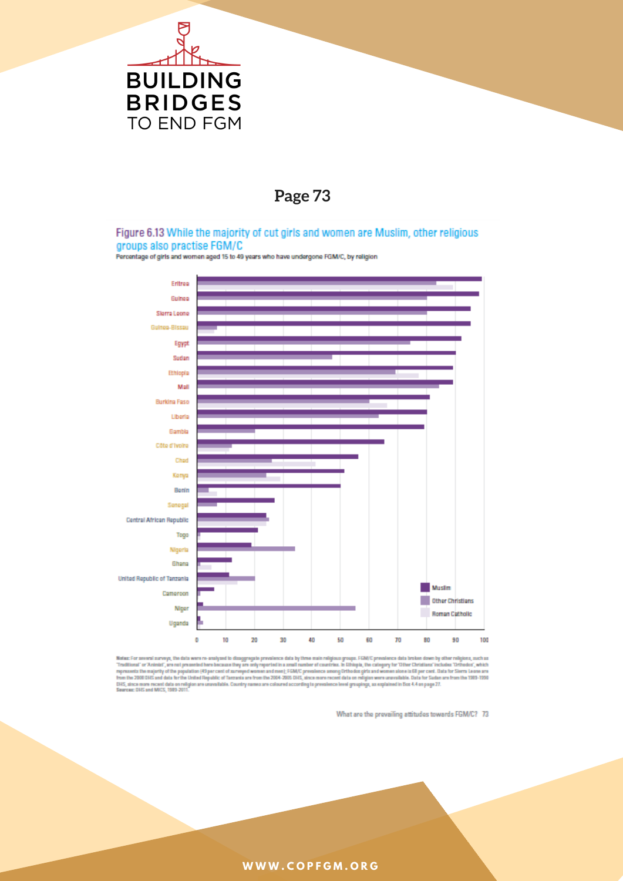# Page 73

## Figure 6.13 While the majority of cut girls and women are Muslim, other religious groups also practise FGM/C

Percentage of girls and women aged 15 to 49 years who have undergone FGM/C, by religion

Eritrea, Guinea, Sierra Leone, Guinea-Bissau, Egypt, Sudan, Ethiopia, Mali, Burkina Faso, Liberia, Gambia, Côte d'Ivoire, Chad, Kenya, Benin, Senegal, Central African Republic, Togo, Nigeria, Ghana, United Republic of Tanzania, Cameroon, Niger, Uganda

Muslim | Other Christians | Roman Catholic

0 10 20 30 40 50 60 70 80 90 100

Notes: For several surveys, the data were re-analysed to disaggregate prevalence data by three main religious groups. FGM/C prevalence data broken down by other religions, such as 'Traditional' or 'Animist', are not presented here because they are only reported in a small number of countries. In Ethiopia, the category for 'Other Christians' includes 'Orthodox', which represents the majority of the population (43 per cent of surveyed women and men); FGM/C prevalence among Orthodox girls and women alone is 68 per cent. Data for Sierra Leone are from the 2008 DHS and data for the United Republic of Tanzania are from the 2004-2005 DHS, since more recent data on religion were unavailable. Data for Sudan are from the 1989-1990 DHS, since more recent data on religion are unavailable. Country names are coloured according to prevalence level groupings, as explained in Box 4.4 on page 27.

Sources: DHS and MICS, 1989-2011.

What are the prevailing attitudes towards FGM/C? 73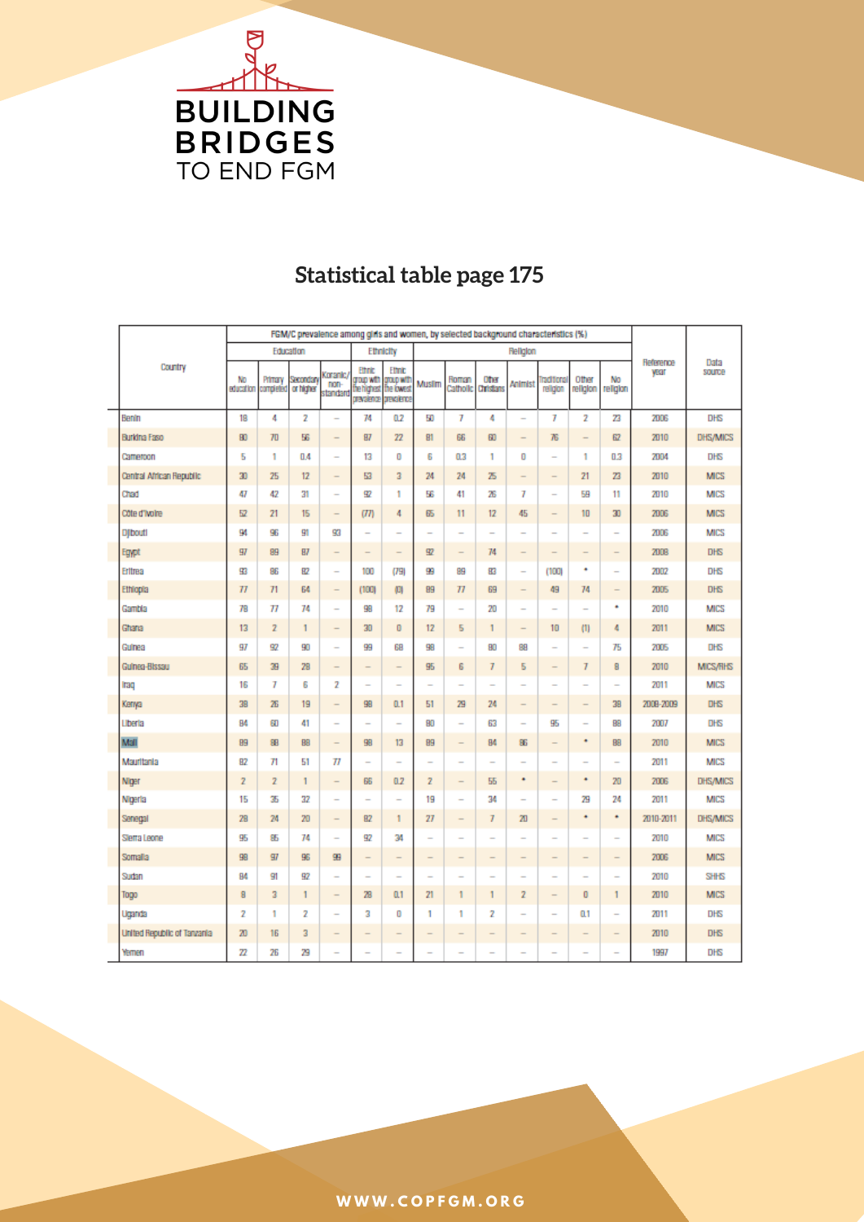BUILDING BRIDGES TO END FGM

# Statistical table page 175

| Country | FGM/C prevalence among girls and women, by selected background characteristics (%) | | | | | | | | | | | | | | Reference year | Data source |
|---|---|---|---|---|---|---|---|---|---|---|---|---|---|---|---|---|
| | Education | | | | Ethnicity | | Religion | | | | | | | | | |
| | No education | Primary completed | Secondary or higher | Koranic/ non-standard | Ethnic group with the highest prevalence | Ethnic group with the lowest prevalence | Muslim | Roman Catholic | Other Christians | Animist | Traditional religion | Other religion | No religion | | |
| Benin | 18 | 4 | 2 | – | 74 | 0.2 | 50 | 7 | 4 | – | 7 | 2 | 23 | 2006 | DHS |
| Burkina Faso | 80 | 70 | 56 | – | 87 | 22 | 81 | 66 | 60 | – | 76 | – | 62 | 2010 | DHS/MICS |
| Cameroon | 5 | 1 | 0.4 | – | 13 | 0 | 6 | 0.3 | 1 | 0 | – | 1 | 0.3 | 2004 | DHS |
| Central African Republic | 30 | 25 | 12 | – | 53 | 3 | 24 | 24 | 25 | – | – | 21 | 23 | 2010 | MICS |
| Chad | 47 | 42 | 31 | – | 92 | 1 | 56 | 41 | 26 | 7 | – | 59 | 11 | 2010 | MICS |
| Côte d'Ivoire | 52 | 21 | 15 | – | (77) | 4 | 65 | 11 | 12 | 45 | – | 10 | 30 | 2006 | MICS |
| Djibouti | 94 | 96 | 91 | 93 | – | – | – | – | – | – | – | – | – | 2006 | MICS |
| Egypt | 97 | 89 | 87 | – | – | – | 92 | – | 74 | – | – | – | – | 2008 | DHS |
| Eritrea | 93 | 86 | 82 | – | 100 | (79) | 99 | 89 | 83 | – | (100) | * | – | 2002 | DHS |
| Ethiopia | 77 | 71 | 64 | – | (100) | (0) | 89 | 77 | 69 | – | 49 | 74 | – | 2005 | DHS |
| Gambia | 78 | 77 | 74 | – | 98 | 12 | 79 | – | 20 | – | – | – | * | 2010 | MICS |
| Ghana | 13 | 2 | 1 | – | 30 | 0 | 12 | 5 | 1 | – | 10 | (1) | 4 | 2011 | MICS |
| Guinea | 97 | 92 | 90 | – | 99 | 68 | 98 | – | 80 | 88 | – | – | 75 | 2005 | DHS |
| Guinea-Bissau | 65 | 39 | 28 | – | – | – | 95 | 6 | 7 | 5 | – | 7 | 8 | 2010 | MICS/RHS |
| Iraq | 16 | 7 | 6 | 2 | – | – | – | – | – | – | – | – | – | 2011 | MICS |
| Kenya | 38 | 26 | 19 | – | 98 | 0.1 | 51 | 29 | 24 | – | – | – | 38 | 2008-2009 | DHS |
| Liberia | 84 | 60 | 41 | – | – | – | 80 | – | 63 | – | 95 | – | 88 | 2007 | DHS |
| Mali | 89 | 88 | 88 | – | 98 | 13 | 89 | – | 84 | 86 | – | * | 88 | 2010 | MICS |
| Mauritania | 82 | 71 | 51 | 77 | – | – | – | – | – | – | – | – | – | 2011 | MICS |
| Niger | 2 | 2 | 1 | – | 66 | 0.2 | 2 | – | 55 | * | – | * | 20 | 2006 | DHS/MICS |
| Nigeria | 15 | 35 | 32 | – | – | – | 19 | – | 34 | – | – | 29 | 24 | 2011 | MICS |
| Senegal | 28 | 24 | 20 | – | 82 | 1 | 27 | – | 7 | 20 | – | * | * | 2010-2011 | DHS/MICS |
| Sierra Leone | 95 | 85 | 74 | – | 92 | 34 | – | – | – | – | – | – | – | 2010 | MICS |
| Somalia | 98 | 97 | 96 | 99 | – | – | – | – | – | – | – | – | – | 2006 | MICS |
| Sudan | 84 | 91 | 92 | – | – | – | – | – | – | – | – | – | – | 2010 | SHHS |
| Togo | 8 | 3 | 1 | – | 28 | 0.1 | 21 | 1 | 1 | 2 | – | 0 | 1 | 2010 | MICS |
| Uganda | 2 | 1 | 2 | – | 3 | 0 | 1 | 1 | 2 | – | – | 0.1 | – | 2011 | DHS |
| United Republic of Tanzania | 20 | 16 | 3 | – | – | – | – | – | – | – | – | – | – | 2010 | DHS |
| Yemen | 22 | 26 | 29 | – | – | – | – | – | – | – | – | – | – | 1997 | DHS |

WWW.COPFGM.ORG